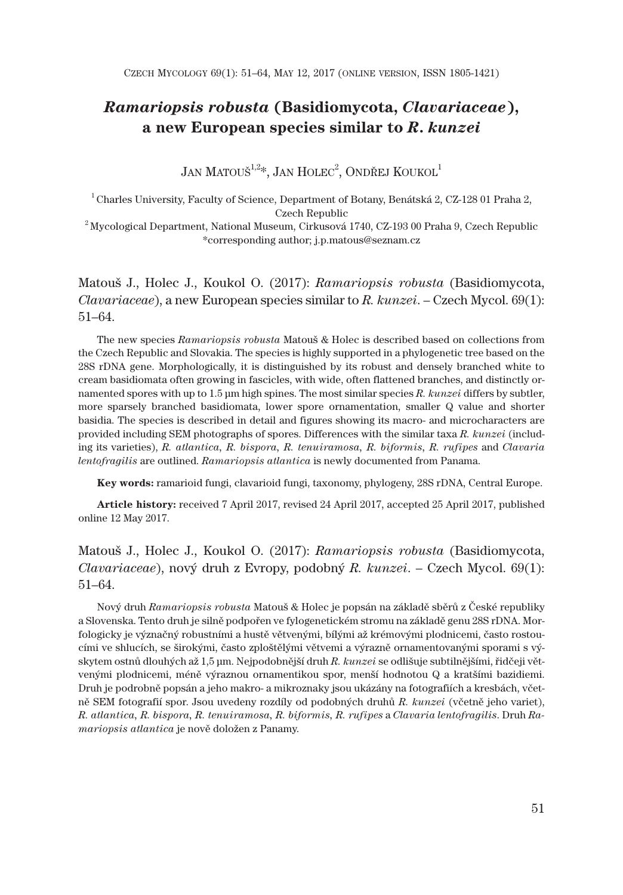# *Ramariopsis robusta* (Basidiomycota, *Clavariaceae*), a new European species similar to *R. kunzei*

Jan Matouš[1,2]*, Jan Holec[2], Ondřej Koukol[1]

[1] Charles University, Faculty of Science, Department of Botany, Benátská 2, CZ-128 01 Praha 2, Czech Republic

[2] Mycological Department, National Museum, Cirkusová 1740, CZ-193 00 Praha 9, Czech Republic

*corresponding author; j.p.matous@seznam.cz

Matouš J., Holec J., Koukol O. (2017): *Ramariopsis robusta* (Basidiomycota, *Clavariaceae*), a new European species similar to *R. kunzei*. – Czech Mycol. 69(1): 51–64.

The new species *Ramariopsis robusta* Matouš & Holec is described based on collections from the Czech Republic and Slovakia. The species is highly supported in a phylogenetic tree based on the 28S rDNA gene. Morphologically, it is distinguished by its robust and densely branched white to cream basidiomata often growing in fascicles, with wide, often flattened branches, and distinctly ornamented spores with up to 1.5 µm high spines. The most similar species *R. kunzei* differs by subtler, more sparsely branched basidiomata, lower spore ornamentation, smaller Q value and shorter basidia. The species is described in detail and figures showing its macro- and microcharacters are provided including SEM photographs of spores. Differences with the similar taxa *R. kunzei* (including its varieties), *R. atlantica*, *R. bispora*, *R. tenuiramosa*, *R. biformis*, *R. rufipes* and *Clavaria lentofragilis* are outlined. *Ramariopsis atlantica* is newly documented from Panama.

**Key words:** ramarioid fungi, clavarioid fungi, taxonomy, phylogeny, 28S rDNA, Central Europe.

**Article history:** received 7 April 2017, revised 24 April 2017, accepted 25 April 2017, published online 12 May 2017.

Matouš J., Holec J., Koukol O. (2017): *Ramariopsis robusta* (Basidiomycota, *Clavariaceae*), nový druh z Evropy, podobný *R. kunzei*. – Czech Mycol. 69(1): 51–64.

Nový druh *Ramariopsis robusta* Matouš & Holec je popsán na základě sběrů z České republiky a Slovenska. Tento druh je silně podpořen ve fylogenetickém stromu na základě genu 28S rDNA. Morfologicky je význačný robustními a hustě větvenými, bílými až krémovými plodnicemi, často rostoucími ve shlucích, se širokými, často zploštělými větvemi a výrazně ornamentovanými sporami s výskytem ostnů dlouhých až 1,5 µm. Nejpodobnější druh *R. kunzei* se odlišuje subtilnějšími, řidčeji větvenými plodnicemi, méně výraznou ornamentikou spor, menší hodnotou Q a kratšími bazidiemi. Druh je podrobně popsán a jeho makro- a mikroznaky jsou ukázány na fotografiích a kresbách, včetně SEM fotografií spor. Jsou uvedeny rozdíly od podobných druhů *R. kunzei* (včetně jeho variet), *R. atlantica*, *R. bispora*, *R. tenuiramosa*, *R. biformis*, *R. rufipes* a *Clavaria lentofragilis*. Druh *Ramariopsis atlantica* je nově doložen z Panamy.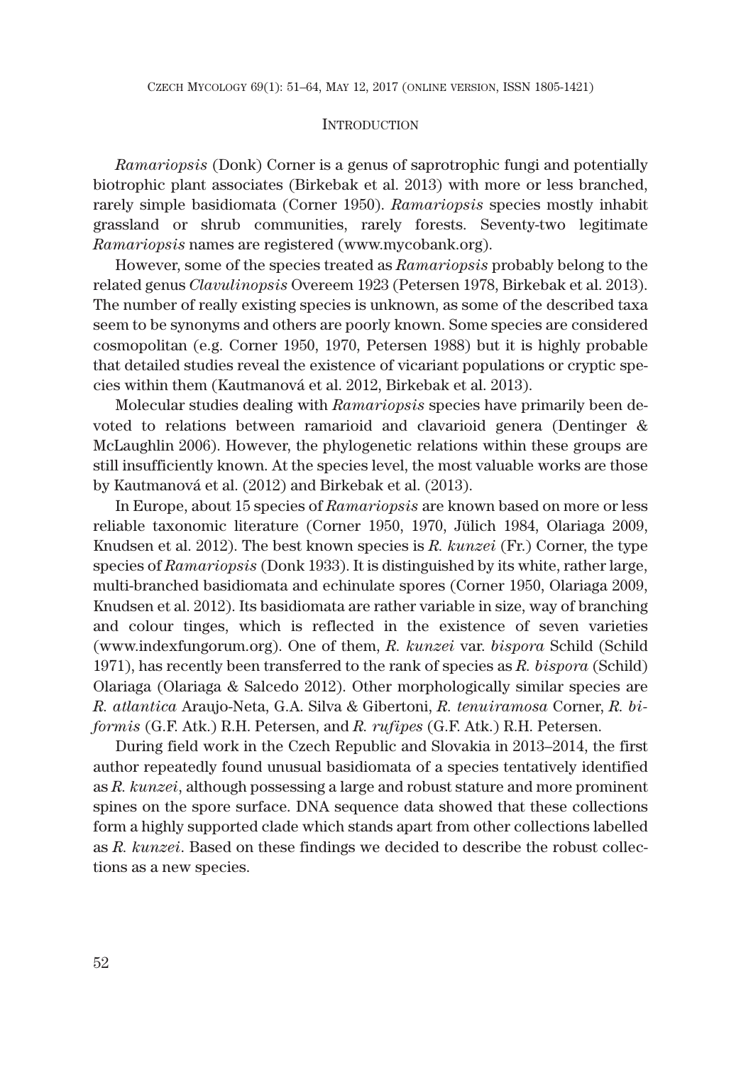## Introduction

*Ramariopsis* (Donk) Corner is a genus of saprotrophic fungi and potentially biotrophic plant associates (Birkebak et al. 2013) with more or less branched, rarely simple basidiomata (Corner 1950). *Ramariopsis* species mostly inhabit grassland or shrub communities, rarely forests. Seventy-two legitimate *Ramariopsis* names are registered (www.mycobank.org).

However, some of the species treated as *Ramariopsis* probably belong to the related genus *Clavulinopsis* Overeem 1923 (Petersen 1978, Birkebak et al. 2013). The number of really existing species is unknown, as some of the described taxa seem to be synonyms and others are poorly known. Some species are considered cosmopolitan (e.g. Corner 1950, 1970, Petersen 1988) but it is highly probable that detailed studies reveal the existence of vicariant populations or cryptic species within them (Kautmanová et al. 2012, Birkebak et al. 2013).

Molecular studies dealing with *Ramariopsis* species have primarily been devoted to relations between ramarioid and clavarioid genera (Dentinger & McLaughlin 2006). However, the phylogenetic relations within these groups are still insufficiently known. At the species level, the most valuable works are those by Kautmanová et al. (2012) and Birkebak et al. (2013).

In Europe, about 15 species of *Ramariopsis* are known based on more or less reliable taxonomic literature (Corner 1950, 1970, Jülich 1984, Olariaga 2009, Knudsen et al. 2012). The best known species is *R. kunzei* (Fr.) Corner, the type species of *Ramariopsis* (Donk 1933). It is distinguished by its white, rather large, multi-branched basidiomata and echinulate spores (Corner 1950, Olariaga 2009, Knudsen et al. 2012). Its basidiomata are rather variable in size, way of branching and colour tinges, which is reflected in the existence of seven varieties (www.indexfungorum.org). One of them, *R. kunzei* var. *bispora* Schild (Schild 1971), has recently been transferred to the rank of species as *R. bispora* (Schild) Olariaga (Olariaga & Salcedo 2012). Other morphologically similar species are *R. atlantica* Araujo-Neta, G.A. Silva & Gibertoni, *R. tenuiramosa* Corner, *R. biformis* (G.F. Atk.) R.H. Petersen, and *R. rufipes* (G.F. Atk.) R.H. Petersen.

During field work in the Czech Republic and Slovakia in 2013–2014, the first author repeatedly found unusual basidiomata of a species tentatively identified as *R. kunzei*, although possessing a large and robust stature and more prominent spines on the spore surface. DNA sequence data showed that these collections form a highly supported clade which stands apart from other collections labelled as *R. kunzei*. Based on these findings we decided to describe the robust collections as a new species.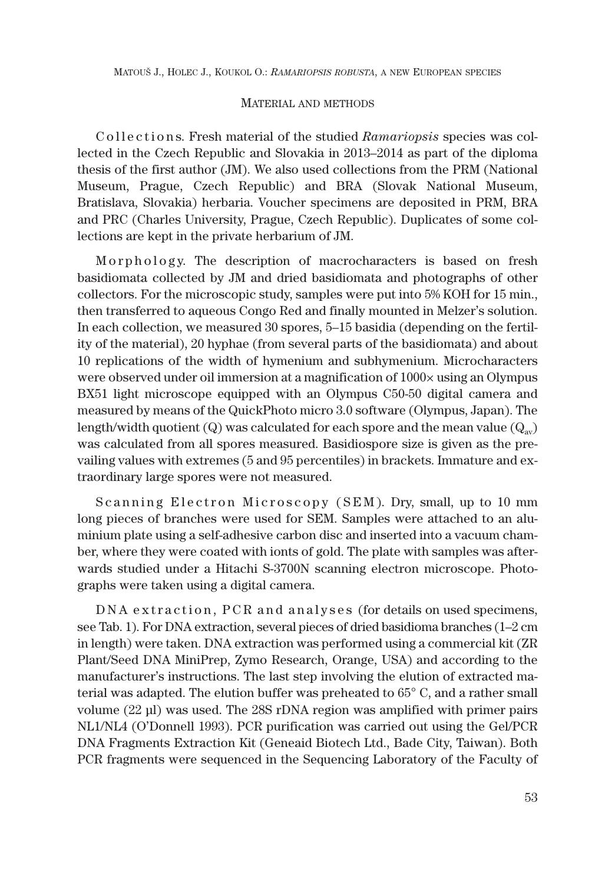## Material and methods

Collections. Fresh material of the studied *Ramariopsis* species was collected in the Czech Republic and Slovakia in 2013–2014 as part of the diploma thesis of the first author (JM). We also used collections from the PRM (National Museum, Prague, Czech Republic) and BRA (Slovak National Museum, Bratislava, Slovakia) herbaria. Voucher specimens are deposited in PRM, BRA and PRC (Charles University, Prague, Czech Republic). Duplicates of some collections are kept in the private herbarium of JM.

Morphology. The description of macrocharacters is based on fresh basidiomata collected by JM and dried basidiomata and photographs of other collectors. For the microscopic study, samples were put into 5% KOH for 15 min., then transferred to aqueous Congo Red and finally mounted in Melzer's solution. In each collection, we measured 30 spores, 5–15 basidia (depending on the fertility of the material), 20 hyphae (from several parts of the basidiomata) and about 10 replications of the width of hymenium and subhymenium. Microcharacters were observed under oil immersion at a magnification of 1000× using an Olympus BX51 light microscope equipped with an Olympus C50-50 digital camera and measured by means of the QuickPhoto micro 3.0 software (Olympus, Japan). The length/width quotient (Q) was calculated for each spore and the mean value ($Q_{av}$) was calculated from all spores measured. Basidiospore size is given as the prevailing values with extremes (5 and 95 percentiles) in brackets. Immature and extraordinary large spores were not measured.

Scanning Electron Microscopy (SEM). Dry, small, up to 10 mm long pieces of branches were used for SEM. Samples were attached to an aluminium plate using a self-adhesive carbon disc and inserted into a vacuum chamber, where they were coated with ionts of gold. The plate with samples was afterwards studied under a Hitachi S-3700N scanning electron microscope. Photographs were taken using a digital camera.

DNA extraction, PCR and analyses (for details on used specimens, see Tab. 1). For DNA extraction, several pieces of dried basidioma branches (1–2 cm in length) were taken. DNA extraction was performed using a commercial kit (ZR Plant/Seed DNA MiniPrep, Zymo Research, Orange, USA) and according to the manufacturer's instructions. The last step involving the elution of extracted material was adapted. The elution buffer was preheated to 65° C, and a rather small volume (22 µl) was used. The 28S rDNA region was amplified with primer pairs NL1/NL4 (O'Donnell 1993). PCR purification was carried out using the Gel/PCR DNA Fragments Extraction Kit (Geneaid Biotech Ltd., Bade City, Taiwan). Both PCR fragments were sequenced in the Sequencing Laboratory of the Faculty of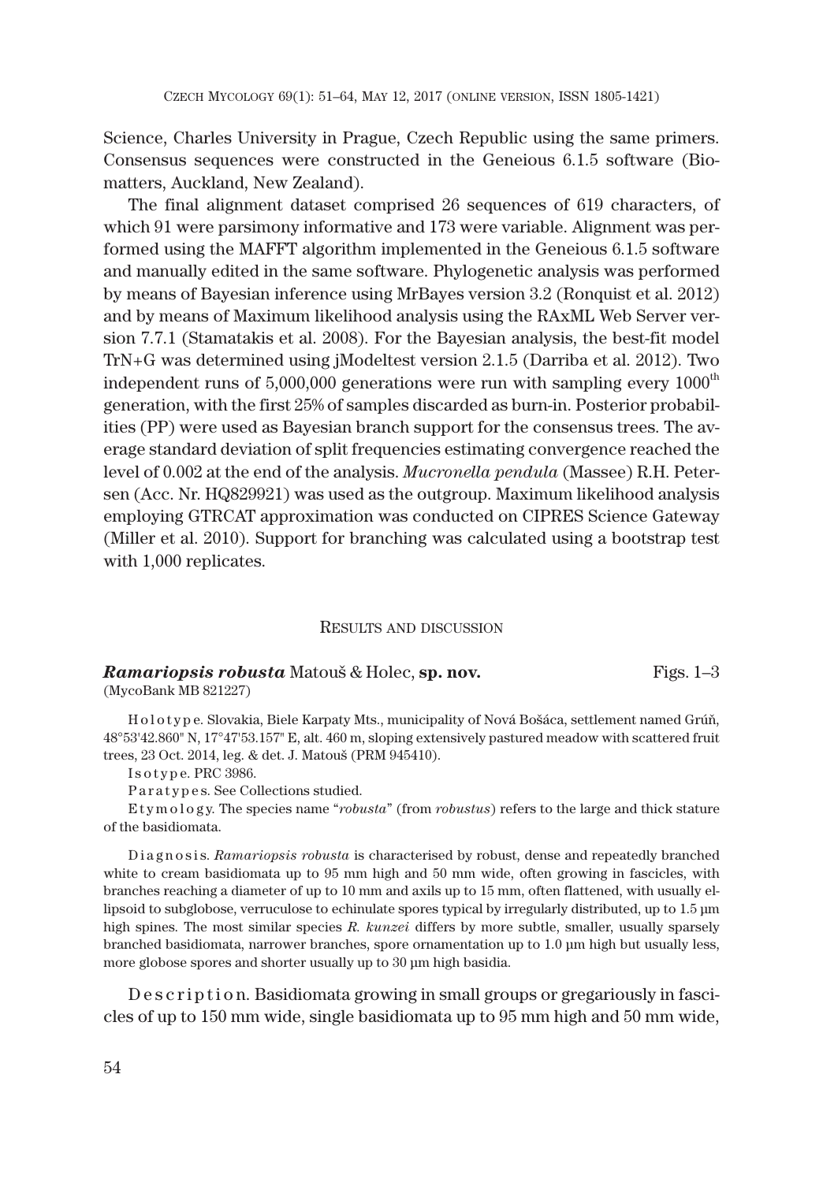Science, Charles University in Prague, Czech Republic using the same primers. Consensus sequences were constructed in the Geneious 6.1.5 software (Biomatters, Auckland, New Zealand).

The final alignment dataset comprised 26 sequences of 619 characters, of which 91 were parsimony informative and 173 were variable. Alignment was performed using the MAFFT algorithm implemented in the Geneious 6.1.5 software and manually edited in the same software. Phylogenetic analysis was performed by means of Bayesian inference using MrBayes version 3.2 (Ronquist et al. 2012) and by means of Maximum likelihood analysis using the RAxML Web Server version 7.7.1 (Stamatakis et al. 2008). For the Bayesian analysis, the best-fit model TrN+G was determined using jModeltest version 2.1.5 (Darriba et al. 2012). Two independent runs of 5,000,000 generations were run with sampling every 1000$^{th}$ generation, with the first 25% of samples discarded as burn-in. Posterior probabilities (PP) were used as Bayesian branch support for the consensus trees. The average standard deviation of split frequencies estimating convergence reached the level of 0.002 at the end of the analysis. *Mucronella pendula* (Massee) R.H. Petersen (Acc. Nr. HQ829921) was used as the outgroup. Maximum likelihood analysis employing GTRCAT approximation was conducted on CIPRES Science Gateway (Miller et al. 2010). Support for branching was calculated using a bootstrap test with 1,000 replicates.

## Results and discussion

***Ramariopsis robusta*** Matouš & Holec, **sp. nov.** Figs. 1–3
(MycoBank MB 821227)

Holotype. Slovakia, Biele Karpaty Mts., municipality of Nová Bošáca, settlement named Grúň, 48°53'42.860" N, 17°47'53.157" E, alt. 460 m, sloping extensively pastured meadow with scattered fruit trees, 23 Oct. 2014, leg. & det. J. Matouš (PRM 945410).

Isotype. PRC 3986.

Paratypes. See Collections studied.

Etymology. The species name "*robusta*" (from *robustus*) refers to the large and thick stature of the basidiomata.

Diagnosis. *Ramariopsis robusta* is characterised by robust, dense and repeatedly branched white to cream basidiomata up to 95 mm high and 50 mm wide, often growing in fascicles, with branches reaching a diameter of up to 10 mm and axils up to 15 mm, often flattened, with usually ellipsoid to subglobose, verruculose to echinulate spores typical by irregularly distributed, up to 1.5 µm high spines. The most similar species *R. kunzei* differs by more subtle, smaller, usually sparsely branched basidiomata, narrower branches, spore ornamentation up to 1.0 µm high but usually less, more globose spores and shorter usually up to 30 µm high basidia.

Description. Basidiomata growing in small groups or gregariously in fascicles of up to 150 mm wide, single basidiomata up to 95 mm high and 50 mm wide,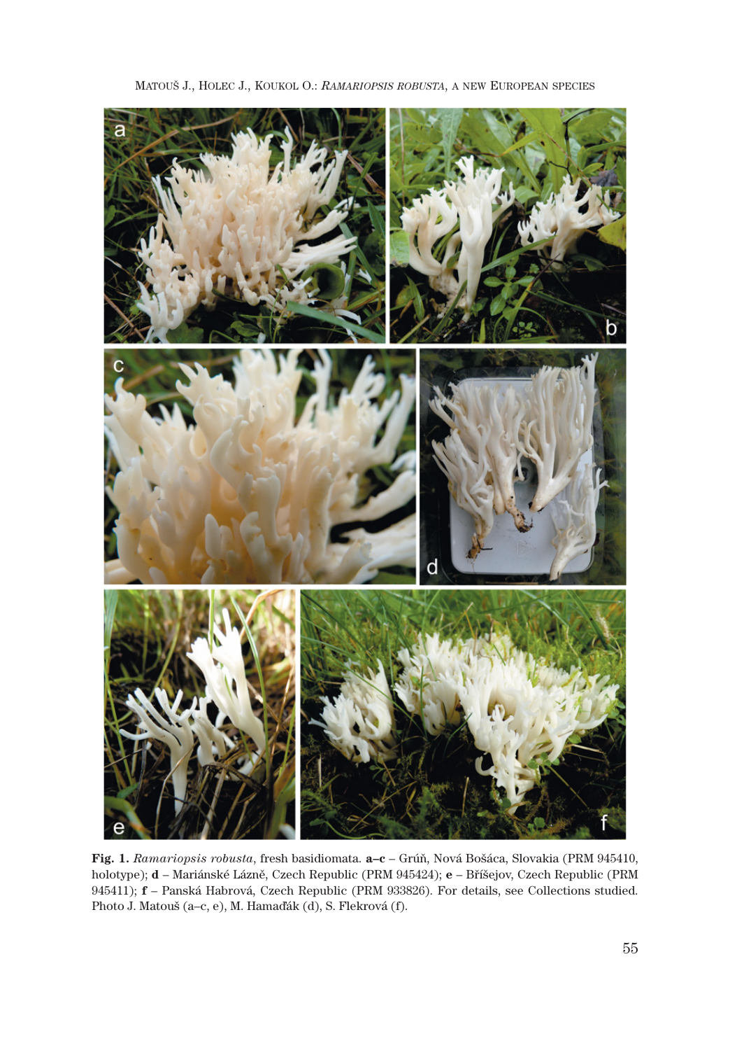**Fig. 1.** *Ramariopsis robusta*, fresh basidiomata. **a–c** – Grúň, Nová Bošáca, Slovakia (PRM 945410, holotype); **d** – Mariánské Lázně, Czech Republic (PRM 945424); **e** – Bříšejov, Czech Republic (PRM 945411); **f** – Panská Habrová, Czech Republic (PRM 933826). For details, see Collections studied. Photo J. Matouš (a–c, e), M. Hamaďák (d), S. Flekrová (f).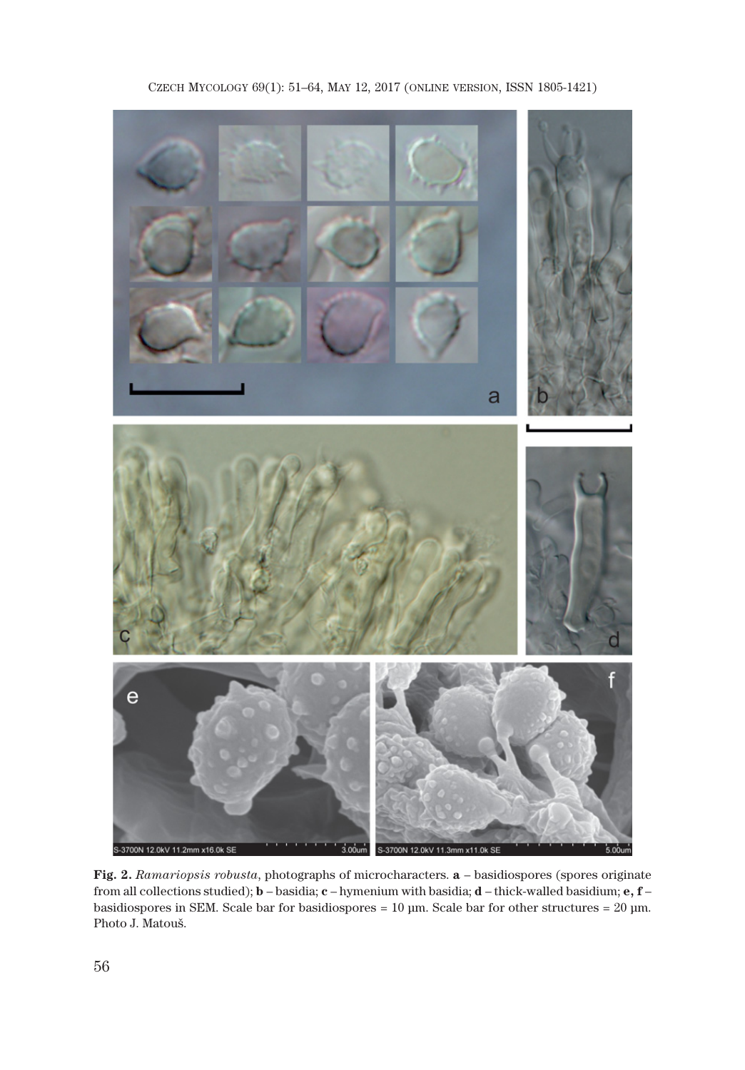**Fig. 2.** *Ramariopsis robusta*, photographs of microcharacters. **a** – basidiospores (spores originate from all collections studied); **b** – basidia; **c** – hymenium with basidia; **d** – thick-walled basidium; **e, f** – basidiospores in SEM. Scale bar for basidiospores = 10 µm. Scale bar for other structures = 20 µm. Photo J. Matouš.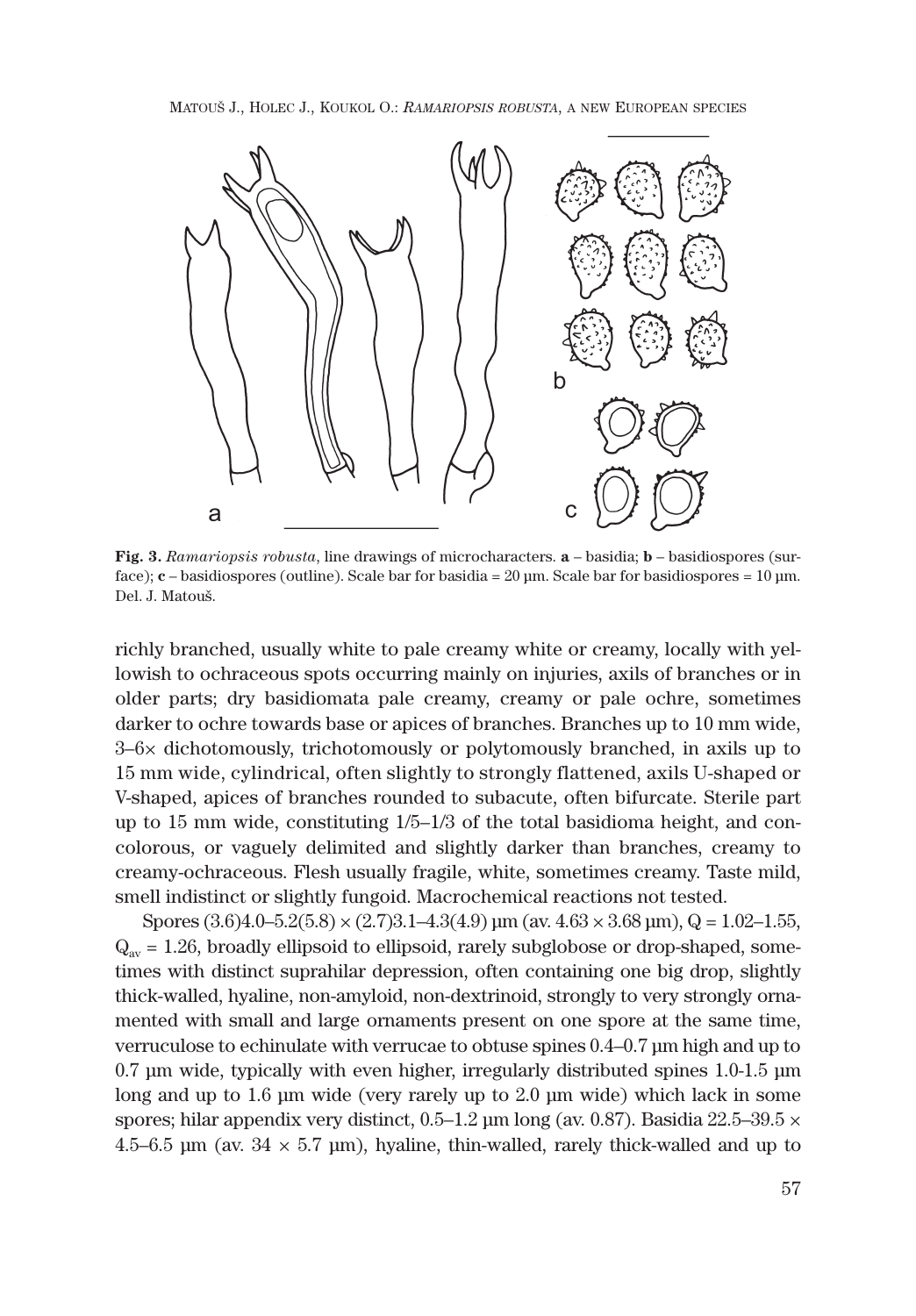**Fig. 3.** *Ramariopsis robusta*, line drawings of microcharacters. **a** – basidia; **b** – basidiospores (surface); **c** – basidiospores (outline). Scale bar for basidia = 20 µm. Scale bar for basidiospores = 10 µm. Del. J. Matouš.

richly branched, usually white to pale creamy white or creamy, locally with yellowish to ochraceous spots occurring mainly on injuries, axils of branches or in older parts; dry basidiomata pale creamy, creamy or pale ochre, sometimes darker to ochre towards base or apices of branches. Branches up to 10 mm wide, 3–6× dichotomously, trichotomously or polytomously branched, in axils up to 15 mm wide, cylindrical, often slightly to strongly flattened, axils U-shaped or V-shaped, apices of branches rounded to subacute, often bifurcate. Sterile part up to 15 mm wide, constituting 1/5–1/3 of the total basidioma height, and concolorous, or vaguely delimited and slightly darker than branches, creamy to creamy-ochraceous. Flesh usually fragile, white, sometimes creamy. Taste mild, smell indistinct or slightly fungoid. Macrochemical reactions not tested.

Spores (3.6)4.0–5.2(5.8) × (2.7)3.1–4.3(4.9) µm (av. 4.63 × 3.68 µm), Q = 1.02–1.55, $Q_{av}$ = 1.26, broadly ellipsoid to ellipsoid, rarely subglobose or drop-shaped, sometimes with distinct suprahilar depression, often containing one big drop, slightly thick-walled, hyaline, non-amyloid, non-dextrinoid, strongly to very strongly ornamented with small and large ornaments present on one spore at the same time, verruculose to echinulate with verrucae to obtuse spines 0.4–0.7 µm high and up to 0.7 µm wide, typically with even higher, irregularly distributed spines 1.0-1.5 µm long and up to 1.6 µm wide (very rarely up to 2.0 µm wide) which lack in some spores; hilar appendix very distinct, 0.5–1.2 µm long (av. 0.87). Basidia 22.5–39.5 × 4.5–6.5 µm (av. 34 × 5.7 µm), hyaline, thin-walled, rarely thick-walled and up to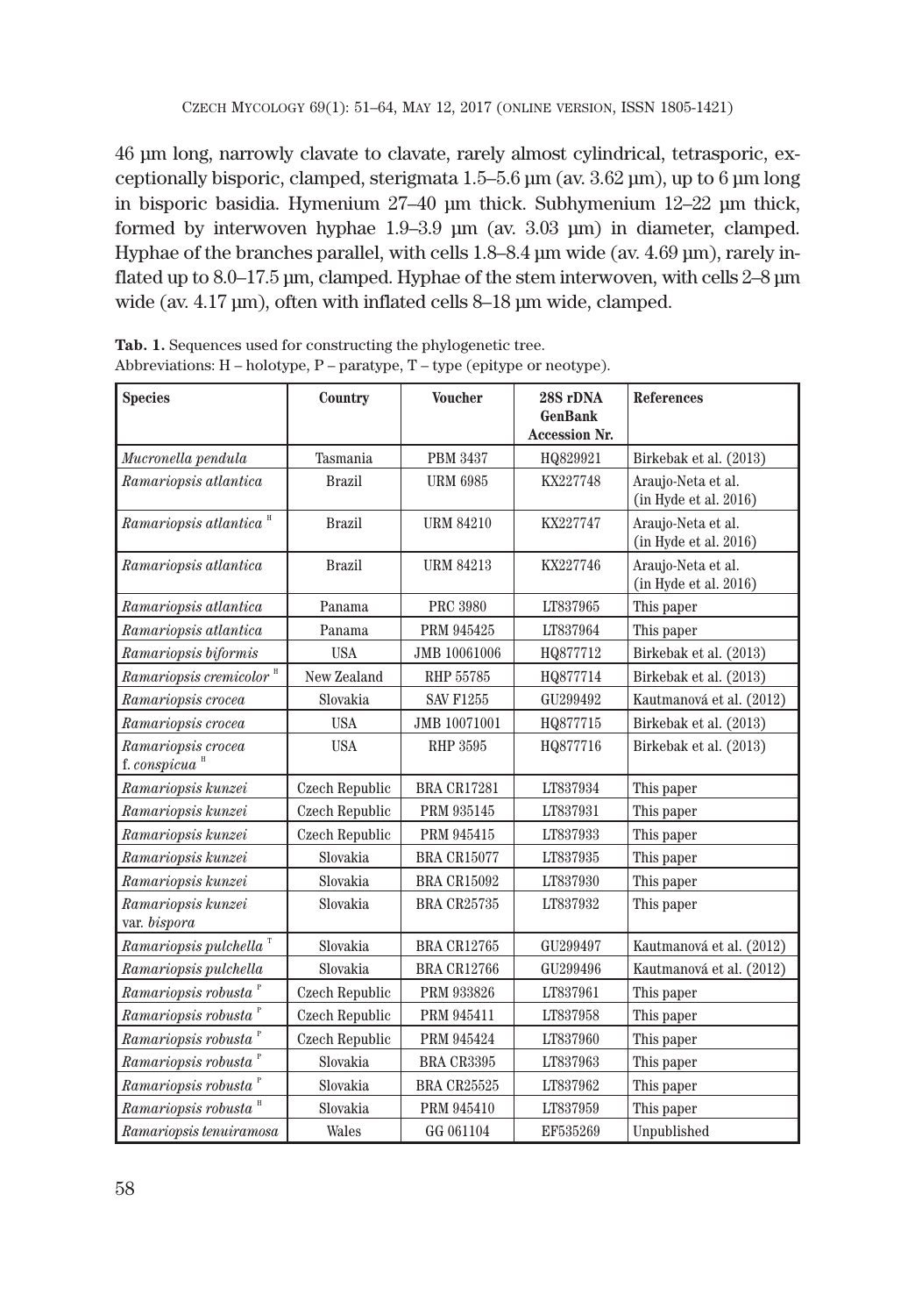46 µm long, narrowly clavate to clavate, rarely almost cylindrical, tetrasporic, exceptionally bisporic, clamped, sterigmata 1.5–5.6 µm (av. 3.62 µm), up to 6 µm long in bisporic basidia. Hymenium 27–40 µm thick. Subhymenium 12–22 µm thick, formed by interwoven hyphae 1.9–3.9 µm (av. 3.03 µm) in diameter, clamped. Hyphae of the branches parallel, with cells 1.8–8.4 µm wide (av. 4.69 µm), rarely inflated up to 8.0–17.5 µm, clamped. Hyphae of the stem interwoven, with cells 2–8 µm wide (av. 4.17 µm), often with inflated cells 8–18 µm wide, clamped.

**Tab. 1.** Sequences used for constructing the phylogenetic tree.
Abbreviations: H – holotype, P – paratype, T – type (epitype or neotype).

| Species | Country | Voucher | 28S rDNA GenBank Accession Nr. | References |
|---|---|---|---|---|
| *Mucronella pendula* | Tasmania | PBM 3437 | HQ829921 | Birkebak et al. (2013) |
| *Ramariopsis atlantica* | Brazil | URM 6985 | KX227748 | Araujo-Neta et al. (in Hyde et al. 2016) |
| *Ramariopsis atlantica* [H] | Brazil | URM 84210 | KX227747 | Araujo-Neta et al. (in Hyde et al. 2016) |
| *Ramariopsis atlantica* | Brazil | URM 84213 | KX227746 | Araujo-Neta et al. (in Hyde et al. 2016) |
| *Ramariopsis atlantica* | Panama | PRC 3980 | LT837965 | This paper |
| *Ramariopsis atlantica* | Panama | PRM 945425 | LT837964 | This paper |
| *Ramariopsis biformis* | USA | JMB 10061006 | HQ877712 | Birkebak et al. (2013) |
| *Ramariopsis cremicolor* [H] | New Zealand | RHP 55785 | HQ877714 | Birkebak et al. (2013) |
| *Ramariopsis crocea* | Slovakia | SAV F1255 | GU299492 | Kautmanová et al. (2012) |
| *Ramariopsis crocea* | USA | JMB 10071001 | HQ877715 | Birkebak et al. (2013) |
| *Ramariopsis crocea* f. *conspicua* [H] | USA | RHP 3595 | HQ877716 | Birkebak et al. (2013) |
| *Ramariopsis kunzei* | Czech Republic | BRA CR17281 | LT837934 | This paper |
| *Ramariopsis kunzei* | Czech Republic | PRM 935145 | LT837931 | This paper |
| *Ramariopsis kunzei* | Czech Republic | PRM 945415 | LT837933 | This paper |
| *Ramariopsis kunzei* | Slovakia | BRA CR15077 | LT837935 | This paper |
| *Ramariopsis kunzei* | Slovakia | BRA CR15092 | LT837930 | This paper |
| *Ramariopsis kunzei* var. *bispora* | Slovakia | BRA CR25735 | LT837932 | This paper |
| *Ramariopsis pulchella* [T] | Slovakia | BRA CR12765 | GU299497 | Kautmanová et al. (2012) |
| *Ramariopsis pulchella* | Slovakia | BRA CR12766 | GU299496 | Kautmanová et al. (2012) |
| *Ramariopsis robusta* [P] | Czech Republic | PRM 933826 | LT837961 | This paper |
| *Ramariopsis robusta* [P] | Czech Republic | PRM 945411 | LT837958 | This paper |
| *Ramariopsis robusta* [P] | Czech Republic | PRM 945424 | LT837960 | This paper |
| *Ramariopsis robusta* [P] | Slovakia | BRA CR3395 | LT837963 | This paper |
| *Ramariopsis robusta* [P] | Slovakia | BRA CR25525 | LT837962 | This paper |
| *Ramariopsis robusta* [H] | Slovakia | PRM 945410 | LT837959 | This paper |
| *Ramariopsis tenuiramosa* | Wales | GG 061104 | EF535269 | Unpublished |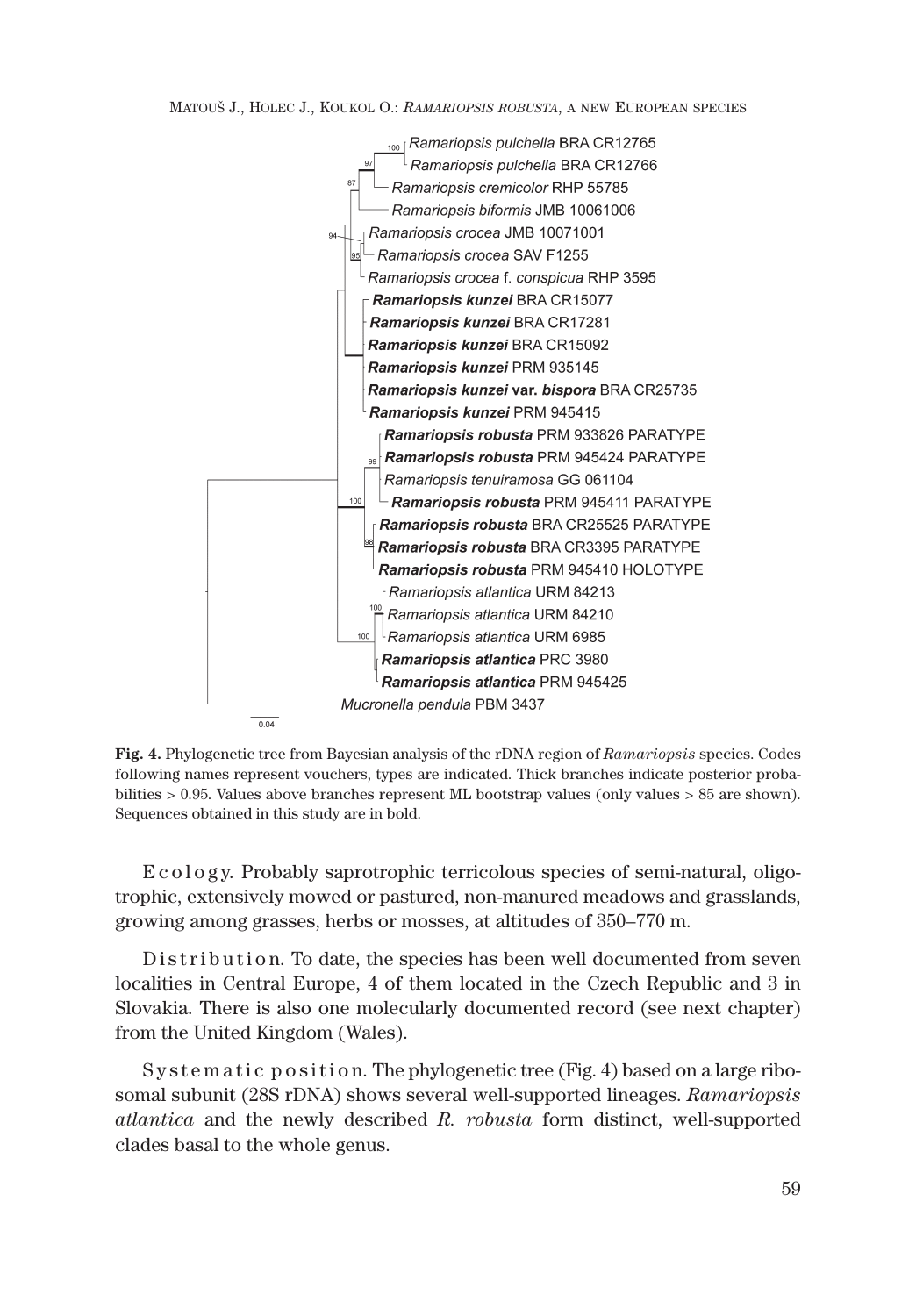**Fig. 4.** Phylogenetic tree from Bayesian analysis of the rDNA region of *Ramariopsis* species. Codes following names represent vouchers, types are indicated. Thick branches indicate posterior probabilities > 0.95. Values above branches represent ML bootstrap values (only values > 85 are shown). Sequences obtained in this study are in bold.

E c o l o g y. Probably saprotrophic terricolous species of semi-natural, oligotrophic, extensively mowed or pastured, non-manured meadows and grasslands, growing among grasses, herbs or mosses, at altitudes of 350–770 m.

D i s t r i b u t i o n. To date, the species has been well documented from seven localities in Central Europe, 4 of them located in the Czech Republic and 3 in Slovakia. There is also one molecularly documented record (see next chapter) from the United Kingdom (Wales).

S y s t e m a t i c p o s i t i o n. The phylogenetic tree (Fig. 4) based on a large ribosomal subunit (28S rDNA) shows several well-supported lineages. *Ramariopsis atlantica* and the newly described *R. robusta* form distinct, well-supported clades basal to the whole genus.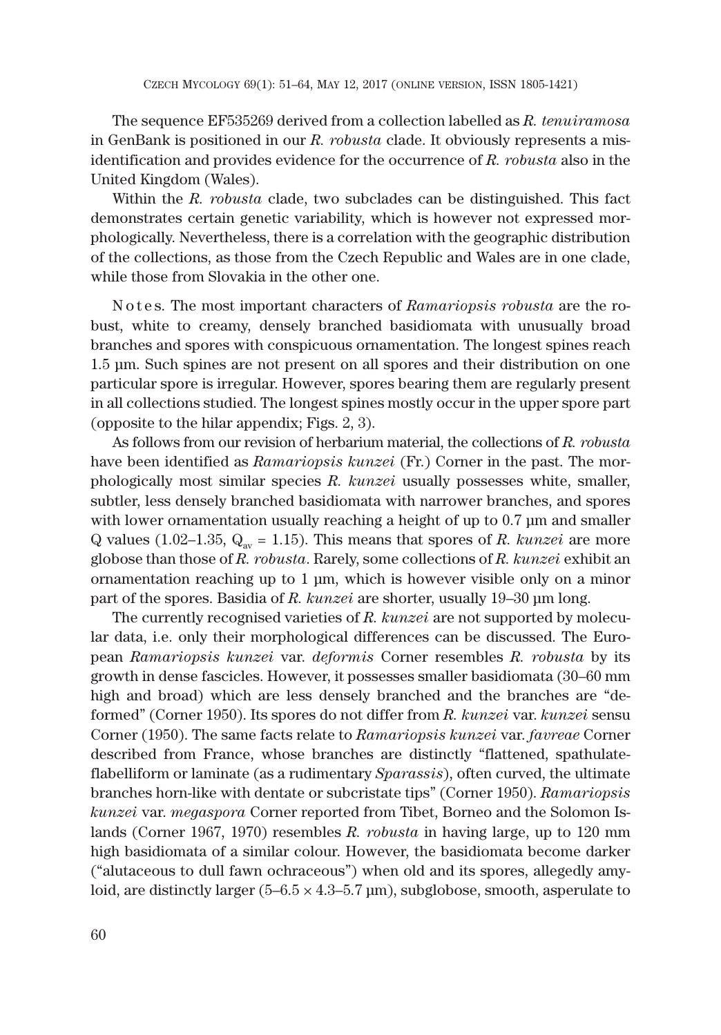The sequence EF535269 derived from a collection labelled as *R. tenuiramosa* in GenBank is positioned in our *R. robusta* clade. It obviously represents a misidentification and provides evidence for the occurrence of *R. robusta* also in the United Kingdom (Wales).

Within the *R. robusta* clade, two subclades can be distinguished. This fact demonstrates certain genetic variability, which is however not expressed morphologically. Nevertheless, there is a correlation with the geographic distribution of the collections, as those from the Czech Republic and Wales are in one clade, while those from Slovakia in the other one.

Notes. The most important characters of *Ramariopsis robusta* are the robust, white to creamy, densely branched basidiomata with unusually broad branches and spores with conspicuous ornamentation. The longest spines reach 1.5 µm. Such spines are not present on all spores and their distribution on one particular spore is irregular. However, spores bearing them are regularly present in all collections studied. The longest spines mostly occur in the upper spore part (opposite to the hilar appendix; Figs. 2, 3).

As follows from our revision of herbarium material, the collections of *R. robusta* have been identified as *Ramariopsis kunzei* (Fr.) Corner in the past. The morphologically most similar species *R. kunzei* usually possesses white, smaller, subtler, less densely branched basidiomata with narrower branches, and spores with lower ornamentation usually reaching a height of up to 0.7 µm and smaller Q values (1.02–1.35, $Q_{av}$ = 1.15). This means that spores of *R. kunzei* are more globose than those of *R. robusta*. Rarely, some collections of *R. kunzei* exhibit an ornamentation reaching up to 1 µm, which is however visible only on a minor part of the spores. Basidia of *R. kunzei* are shorter, usually 19–30 µm long.

The currently recognised varieties of *R. kunzei* are not supported by molecular data, i.e. only their morphological differences can be discussed. The European *Ramariopsis kunzei* var. *deformis* Corner resembles *R. robusta* by its growth in dense fascicles. However, it possesses smaller basidiomata (30–60 mm high and broad) which are less densely branched and the branches are "deformed" (Corner 1950). Its spores do not differ from *R. kunzei* var. *kunzei* sensu Corner (1950). The same facts relate to *Ramariopsis kunzei* var. *favreae* Corner described from France, whose branches are distinctly "flattened, spathulate-flabelliform or laminate (as a rudimentary *Sparassis*), often curved, the ultimate branches horn-like with dentate or subcristate tips" (Corner 1950). *Ramariopsis kunzei* var. *megaspora* Corner reported from Tibet, Borneo and the Solomon Islands (Corner 1967, 1970) resembles *R. robusta* in having large, up to 120 mm high basidiomata of a similar colour. However, the basidiomata become darker ("alutaceous to dull fawn ochraceous") when old and its spores, allegedly amyloid, are distinctly larger (5–6.5 × 4.3–5.7 µm), subglobose, smooth, asperulate to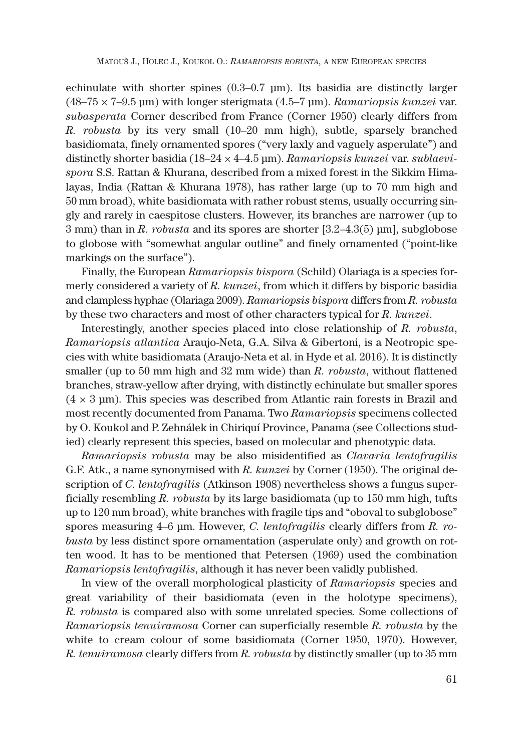echinulate with shorter spines (0.3–0.7 µm). Its basidia are distinctly larger (48–75 × 7–9.5 µm) with longer sterigmata (4.5–7 µm). *Ramariopsis kunzei* var. *subasperata* Corner described from France (Corner 1950) clearly differs from *R. robusta* by its very small (10–20 mm high), subtle, sparsely branched basidiomata, finely ornamented spores ("very laxly and vaguely asperulate") and distinctly shorter basidia (18–24 × 4–4.5 µm). *Ramariopsis kunzei* var. *sublaevispora* S.S. Rattan & Khurana, described from a mixed forest in the Sikkim Himalayas, India (Rattan & Khurana 1978), has rather large (up to 70 mm high and 50 mm broad), white basidiomata with rather robust stems, usually occurring singly and rarely in caespitose clusters. However, its branches are narrower (up to 3 mm) than in *R. robusta* and its spores are shorter [3.2–4.3(5) µm], subglobose to globose with "somewhat angular outline" and finely ornamented ("point-like markings on the surface").

Finally, the European *Ramariopsis bispora* (Schild) Olariaga is a species formerly considered a variety of *R. kunzei*, from which it differs by bisporic basidia and clampless hyphae (Olariaga 2009). *Ramariopsis bispora* differs from *R. robusta* by these two characters and most of other characters typical for *R. kunzei*.

Interestingly, another species placed into close relationship of *R. robusta*, *Ramariopsis atlantica* Araujo-Neta, G.A. Silva & Gibertoni, is a Neotropic species with white basidiomata (Araujo-Neta et al. in Hyde et al. 2016). It is distinctly smaller (up to 50 mm high and 32 mm wide) than *R. robusta*, without flattened branches, straw-yellow after drying, with distinctly echinulate but smaller spores (4 × 3 µm). This species was described from Atlantic rain forests in Brazil and most recently documented from Panama. Two *Ramariopsis* specimens collected by O. Koukol and P. Zehnálek in Chiriquí Province, Panama (see Collections studied) clearly represent this species, based on molecular and phenotypic data.

*Ramariopsis robusta* may be also misidentified as *Clavaria lentofragilis* G.F. Atk., a name synonymised with *R. kunzei* by Corner (1950). The original description of *C. lentofragilis* (Atkinson 1908) nevertheless shows a fungus superficially resembling *R. robusta* by its large basidiomata (up to 150 mm high, tufts up to 120 mm broad), white branches with fragile tips and "oboval to subglobose" spores measuring 4–6 µm. However, *C. lentofragilis* clearly differs from *R. robusta* by less distinct spore ornamentation (asperulate only) and growth on rotten wood. It has to be mentioned that Petersen (1969) used the combination *Ramariopsis lentofragilis*, although it has never been validly published.

In view of the overall morphological plasticity of *Ramariopsis* species and great variability of their basidiomata (even in the holotype specimens), *R. robusta* is compared also with some unrelated species. Some collections of *Ramariopsis tenuiramosa* Corner can superficially resemble *R. robusta* by the white to cream colour of some basidiomata (Corner 1950, 1970). However, *R. tenuiramosa* clearly differs from *R. robusta* by distinctly smaller (up to 35 mm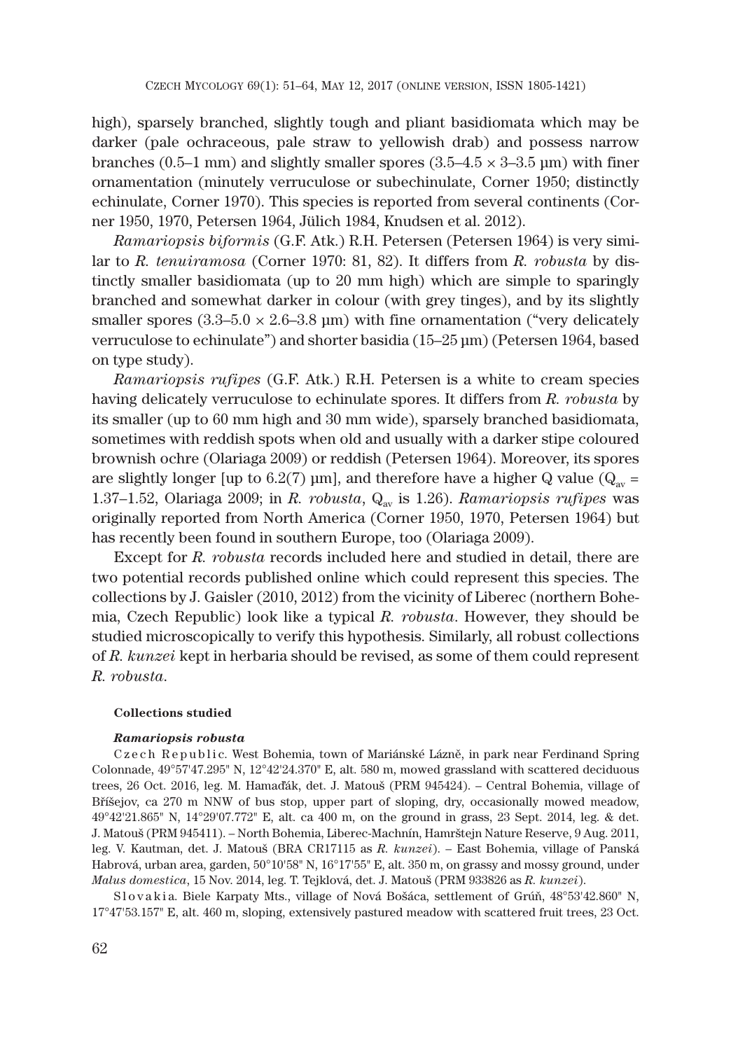high), sparsely branched, slightly tough and pliant basidiomata which may be darker (pale ochraceous, pale straw to yellowish drab) and possess narrow branches (0.5–1 mm) and slightly smaller spores (3.5–4.5 × 3–3.5 µm) with finer ornamentation (minutely verruculose or subechinulate, Corner 1950; distinctly echinulate, Corner 1970). This species is reported from several continents (Corner 1950, 1970, Petersen 1964, Jülich 1984, Knudsen et al. 2012).

*Ramariopsis biformis* (G.F. Atk.) R.H. Petersen (Petersen 1964) is very similar to *R. tenuiramosa* (Corner 1970: 81, 82). It differs from *R. robusta* by distinctly smaller basidiomata (up to 20 mm high) which are simple to sparingly branched and somewhat darker in colour (with grey tinges), and by its slightly smaller spores (3.3–5.0 × 2.6–3.8 µm) with fine ornamentation ("very delicately verruculose to echinulate") and shorter basidia (15–25 µm) (Petersen 1964, based on type study).

*Ramariopsis rufipes* (G.F. Atk.) R.H. Petersen is a white to cream species having delicately verruculose to echinulate spores. It differs from *R. robusta* by its smaller (up to 60 mm high and 30 mm wide), sparsely branched basidiomata, sometimes with reddish spots when old and usually with a darker stipe coloured brownish ochre (Olariaga 2009) or reddish (Petersen 1964). Moreover, its spores are slightly longer [up to 6.2(7) µm], and therefore have a higher Q value ($Q_{av}$ = 1.37–1.52, Olariaga 2009; in *R. robusta*, $Q_{av}$ is 1.26). *Ramariopsis rufipes* was originally reported from North America (Corner 1950, 1970, Petersen 1964) but has recently been found in southern Europe, too (Olariaga 2009).

Except for *R. robusta* records included here and studied in detail, there are two potential records published online which could represent this species. The collections by J. Gaisler (2010, 2012) from the vicinity of Liberec (northern Bohemia, Czech Republic) look like a typical *R. robusta*. However, they should be studied microscopically to verify this hypothesis. Similarly, all robust collections of *R. kunzei* kept in herbaria should be revised, as some of them could represent *R. robusta*.

#### Collections studied

***Ramariopsis robusta***

Czech Republic. West Bohemia, town of Mariánské Lázně, in park near Ferdinand Spring Colonnade, 49°57'47.295" N, 12°42'24.370" E, alt. 580 m, mowed grassland with scattered deciduous trees, 26 Oct. 2016, leg. M. Hamaďák, det. J. Matouš (PRM 945424). – Central Bohemia, village of Bříšejov, ca 270 m NNW of bus stop, upper part of sloping, dry, occasionally mowed meadow, 49°42'21.865" N, 14°29'07.772" E, alt. ca 400 m, on the ground in grass, 23 Sept. 2014, leg. & det. J. Matouš (PRM 945411). – North Bohemia, Liberec-Machnín, Hamrštejn Nature Reserve, 9 Aug. 2011, leg. V. Kautman, det. J. Matouš (BRA CR17115 as *R. kunzei*). – East Bohemia, village of Panská Habrová, urban area, garden, 50°10'58" N, 16°17'55" E, alt. 350 m, on grassy and mossy ground, under *Malus domestica*, 15 Nov. 2014, leg. T. Tejklová, det. J. Matouš (PRM 933826 as *R. kunzei*).

Slovakia. Biele Karpaty Mts., village of Nová Bošáca, settlement of Grúň, 48°53'42.860" N, 17°47'53.157" E, alt. 460 m, sloping, extensively pastured meadow with scattered fruit trees, 23 Oct.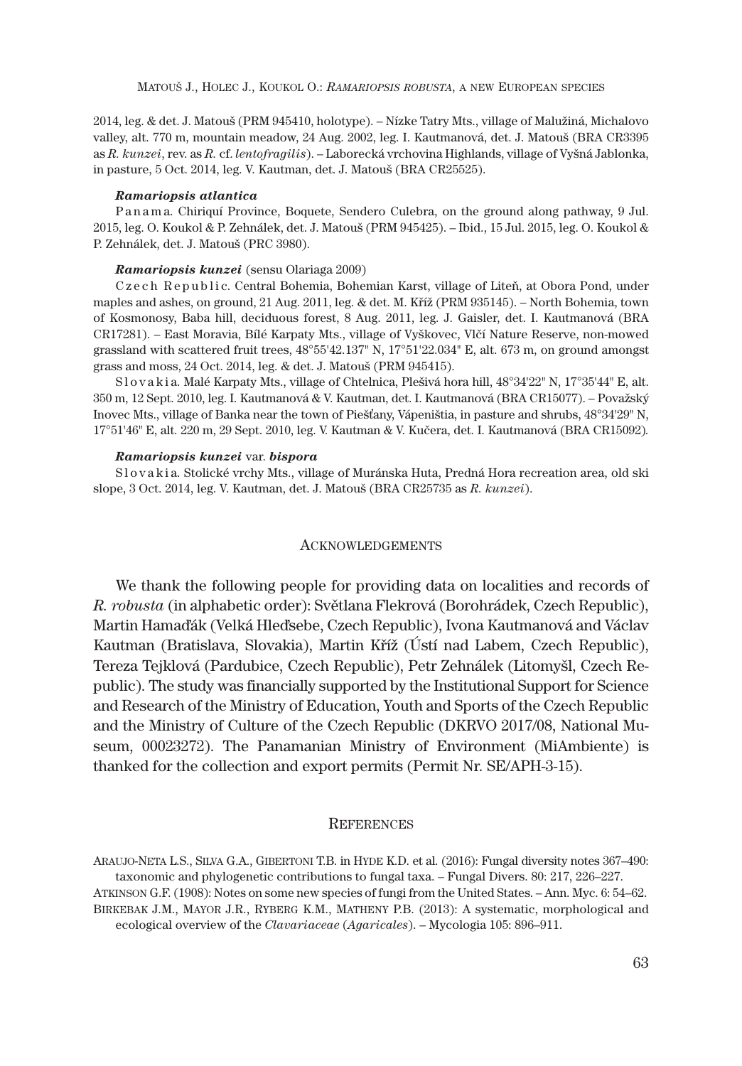2014, leg. & det. J. Matouš (PRM 945410, holotype). – Nízke Tatry Mts., village of Malužiná, Michalovo valley, alt. 770 m, mountain meadow, 24 Aug. 2002, leg. I. Kautmanová, det. J. Matouš (BRA CR3395 as *R. kunzei*, rev. as *R.* cf. *lentofragilis*). – Laborecká vrchovina Highlands, village of Vyšná Jablonka, in pasture, 5 Oct. 2014, leg. V. Kautman, det. J. Matouš (BRA CR25525).

***Ramariopsis atlantica***

Panama. Chiriquí Province, Boquete, Sendero Culebra, on the ground along pathway, 9 Jul. 2015, leg. O. Koukol & P. Zehnálek, det. J. Matouš (PRM 945425). – Ibid., 15 Jul. 2015, leg. O. Koukol & P. Zehnálek, det. J. Matouš (PRC 3980).

***Ramariopsis kunzei*** (sensu Olariaga 2009)

Czech Republic. Central Bohemia, Bohemian Karst, village of Liteň, at Obora Pond, under maples and ashes, on ground, 21 Aug. 2011, leg. & det. M. Kříž (PRM 935145). – North Bohemia, town of Kosmonosy, Baba hill, deciduous forest, 8 Aug. 2011, leg. J. Gaisler, det. I. Kautmanová (BRA CR17281). – East Moravia, Bílé Karpaty Mts., village of Vyškovec, Vlčí Nature Reserve, non-mowed grassland with scattered fruit trees, 48°55'42.137" N, 17°51'22.034" E, alt. 673 m, on ground amongst grass and moss, 24 Oct. 2014, leg. & det. J. Matouš (PRM 945415).

Slovakia. Malé Karpaty Mts., village of Chtelnica, Plešivá hora hill, 48°34'22" N, 17°35'44" E, alt. 350 m, 12 Sept. 2010, leg. I. Kautmanová & V. Kautman, det. I. Kautmanová (BRA CR15077). – Považský Inovec Mts., village of Banka near the town of Piešťany, Vápeništia, in pasture and shrubs, 48°34'29" N, 17°51'46" E, alt. 220 m, 29 Sept. 2010, leg. V. Kautman & V. Kučera, det. I. Kautmanová (BRA CR15092).

***Ramariopsis kunzei*** var. ***bispora***

Slovakia. Stolické vrchy Mts., village of Muránska Huta, Predná Hora recreation area, old ski slope, 3 Oct. 2014, leg. V. Kautman, det. J. Matouš (BRA CR25735 as *R. kunzei*).

## Acknowledgements

We thank the following people for providing data on localities and records of *R. robusta* (in alphabetic order): Světlana Flekrová (Borohrádek, Czech Republic), Martin Hamaďák (Velká Hleďsebe, Czech Republic), Ivona Kautmanová and Václav Kautman (Bratislava, Slovakia), Martin Kříž (Ústí nad Labem, Czech Republic), Tereza Tejklová (Pardubice, Czech Republic), Petr Zehnálek (Litomyšl, Czech Republic). The study was financially supported by the Institutional Support for Science and Research of the Ministry of Education, Youth and Sports of the Czech Republic and the Ministry of Culture of the Czech Republic (DKRVO 2017/08, National Museum, 00023272). The Panamanian Ministry of Environment (MiAmbiente) is thanked for the collection and export permits (Permit Nr. SE/APH-3-15).

## References

Araujo-Neta L.S., Silva G.A., Gibertoni T.B. in Hyde K.D. et al. (2016): Fungal diversity notes 367–490: taxonomic and phylogenetic contributions to fungal taxa. – Fungal Divers. 80: 217, 226–227.

Atkinson G.F. (1908): Notes on some new species of fungi from the United States. – Ann. Myc. 6: 54–62.

Birkebak J.M., Mayor J.R., Ryberg K.M., Matheny P.B. (2013): A systematic, morphological and ecological overview of the *Clavariaceae* (*Agaricales*). – Mycologia 105: 896–911.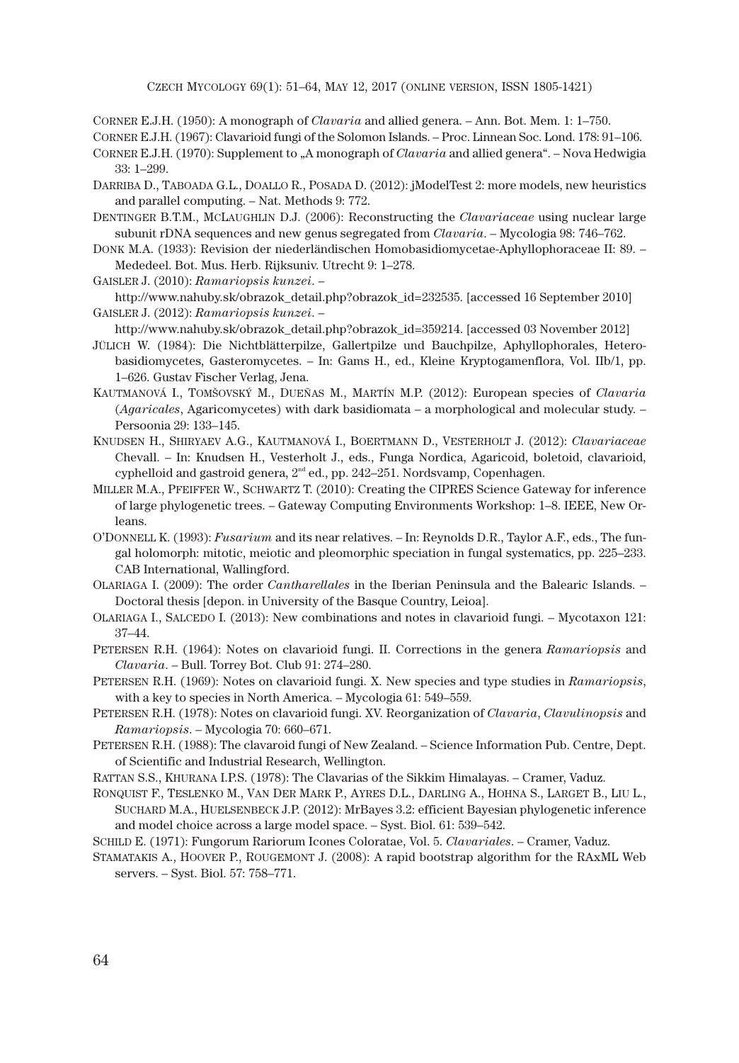Corner E.J.H. (1950): A monograph of *Clavaria* and allied genera. – Ann. Bot. Mem. 1: 1–750.

Corner E.J.H. (1967): Clavarioid fungi of the Solomon Islands. – Proc. Linnean Soc. Lond. 178: 91–106.

Corner E.J.H. (1970): Supplement to „A monograph of *Clavaria* and allied genera". – Nova Hedwigia 33: 1–299.

Darriba D., Taboada G.L., Doallo R., Posada D. (2012): jModelTest 2: more models, new heuristics and parallel computing. – Nat. Methods 9: 772.

Dentinger B.T.M., McLaughlin D.J. (2006): Reconstructing the *Clavariaceae* using nuclear large subunit rDNA sequences and new genus segregated from *Clavaria*. – Mycologia 98: 746–762.

Donk M.A. (1933): Revision der niederländischen Homobasidiomycetae-Aphyllophoraceae II: 89. – Mededeel. Bot. Mus. Herb. Rijksuniv. Utrecht 9: 1–278.

Gaisler J. (2010): *Ramariopsis kunzei*. – http://www.nahuby.sk/obrazok_detail.php?obrazok_id=232535. [accessed 16 September 2010]

Gaisler J. (2012): *Ramariopsis kunzei*. – http://www.nahuby.sk/obrazok_detail.php?obrazok_id=359214. [accessed 03 November 2012]

Jülich W. (1984): Die Nichtblätterpilze, Gallertpilze und Bauchpilze, Aphyllophorales, Heterobasidiomycetes, Gasteromycetes. – In: Gams H., ed., Kleine Kryptogamenflora, Vol. IIb/1, pp. 1–626. Gustav Fischer Verlag, Jena.

Kautmanová I., Tomšovský M., Dueñas M., Martín M.P. (2012): European species of *Clavaria* (*Agaricales*, Agaricomycetes) with dark basidiomata – a morphological and molecular study. – Persoonia 29: 133–145.

Knudsen H., Shiryaev A.G., Kautmanová I., Boertmann D., Vesterholt J. (2012): *Clavariaceae* Chevall. – In: Knudsen H., Vesterholt J., eds., Funga Nordica, Agaricoid, boletoid, clavarioid, cyphelloid and gastroid genera, 2nd ed., pp. 242–251. Nordsvamp, Copenhagen.

Miller M.A., Pfeiffer W., Schwartz T. (2010): Creating the CIPRES Science Gateway for inference of large phylogenetic trees. – Gateway Computing Environments Workshop: 1–8. IEEE, New Orleans.

O'Donnell K. (1993): *Fusarium* and its near relatives. – In: Reynolds D.R., Taylor A.F., eds., The fungal holomorph: mitotic, meiotic and pleomorphic speciation in fungal systematics, pp. 225–233. CAB International, Wallingford.

Olariaga I. (2009): The order *Cantharellales* in the Iberian Peninsula and the Balearic Islands. – Doctoral thesis [depon. in University of the Basque Country, Leioa].

Olariaga I., Salcedo I. (2013): New combinations and notes in clavarioid fungi. – Mycotaxon 121: 37–44.

Petersen R.H. (1964): Notes on clavarioid fungi. II. Corrections in the genera *Ramariopsis* and *Clavaria*. – Bull. Torrey Bot. Club 91: 274–280.

Petersen R.H. (1969): Notes on clavarioid fungi. X. New species and type studies in *Ramariopsis*, with a key to species in North America. – Mycologia 61: 549–559.

Petersen R.H. (1978): Notes on clavarioid fungi. XV. Reorganization of *Clavaria*, *Clavulinopsis* and *Ramariopsis*. – Mycologia 70: 660–671.

Petersen R.H. (1988): The clavaroid fungi of New Zealand. – Science Information Pub. Centre, Dept. of Scientific and Industrial Research, Wellington.

Rattan S.S., Khurana I.P.S. (1978): The Clavarias of the Sikkim Himalayas. – Cramer, Vaduz.

Ronquist F., Teslenko M., van der Mark P., Ayres D.L., Darling A., Hohna S., Larget B., Liu L., Suchard M.A., Huelsenbeck J.P. (2012): MrBayes 3.2: efficient Bayesian phylogenetic inference and model choice across a large model space. – Syst. Biol. 61: 539–542.

Schild E. (1971): Fungorum Rariorum Icones Coloratae, Vol. 5. *Clavariales*. – Cramer, Vaduz.

Stamatakis A., Hoover P., Rougemont J. (2008): A rapid bootstrap algorithm for the RAxML Web servers. – Syst. Biol. 57: 758–771.